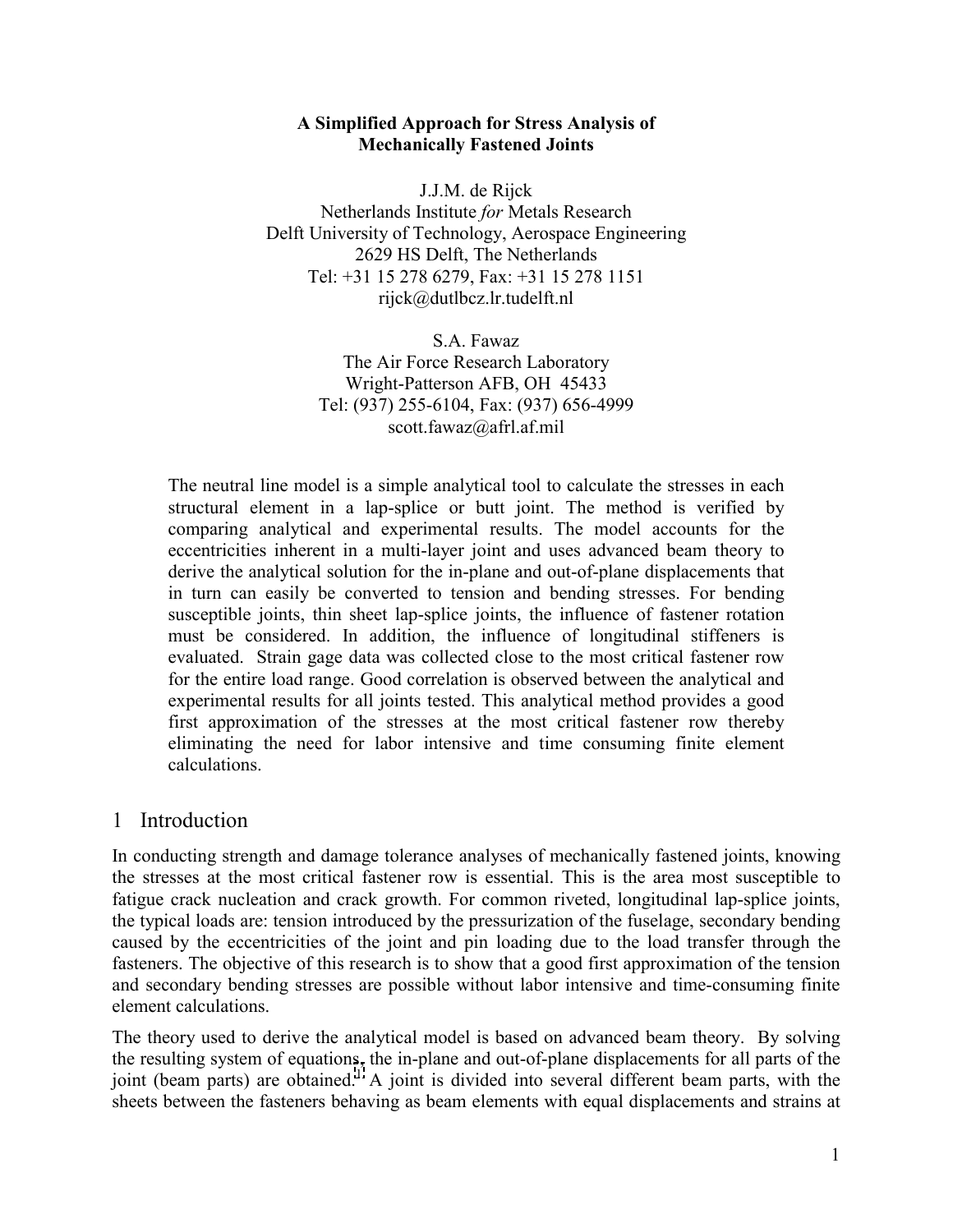# A Simplified Approach for Stress Analysis of Mechanically Fastened Joints

J.J.M. de Rijck
Netherlands Institute *for* Metals Research
Delft University of Technology, Aerospace Engineering
2629 HS Delft, The Netherlands
Tel: +31 15 278 6279, Fax: +31 15 278 1151
rijck@dutlbcz.lr.tudelft.nl

S.A. Fawaz
The Air Force Research Laboratory
Wright-Patterson AFB, OH 45433
Tel: (937) 255-6104, Fax: (937) 656-4999
scott.fawaz@afrl.af.mil

The neutral line model is a simple analytical tool to calculate the stresses in each structural element in a lap-splice or butt joint. The method is verified by comparing analytical and experimental results. The model accounts for the eccentricities inherent in a multi-layer joint and uses advanced beam theory to derive the analytical solution for the in-plane and out-of-plane displacements that in turn can easily be converted to tension and bending stresses. For bending susceptible joints, thin sheet lap-splice joints, the influence of fastener rotation must be considered. In addition, the influence of longitudinal stiffeners is evaluated. Strain gage data was collected close to the most critical fastener row for the entire load range. Good correlation is observed between the analytical and experimental results for all joints tested. This analytical method provides a good first approximation of the stresses at the most critical fastener row thereby eliminating the need for labor intensive and time consuming finite element calculations.

## 1 Introduction

In conducting strength and damage tolerance analyses of mechanically fastened joints, knowing the stresses at the most critical fastener row is essential. This is the area most susceptible to fatigue crack nucleation and crack growth. For common riveted, longitudinal lap-splice joints, the typical loads are: tension introduced by the pressurization of the fuselage, secondary bending caused by the eccentricities of the joint and pin loading due to the load transfer through the fasteners. The objective of this research is to show that a good first approximation of the tension and secondary bending stresses are possible without labor intensive and time-consuming finite element calculations.

The theory used to derive the analytical model is based on advanced beam theory. By solving the resulting system of equations, the in-plane and out-of-plane displacements for all parts of the joint (beam parts) are obtained.[1] A joint is divided into several different beam parts, with the sheets between the fasteners behaving as beam elements with equal displacements and strains at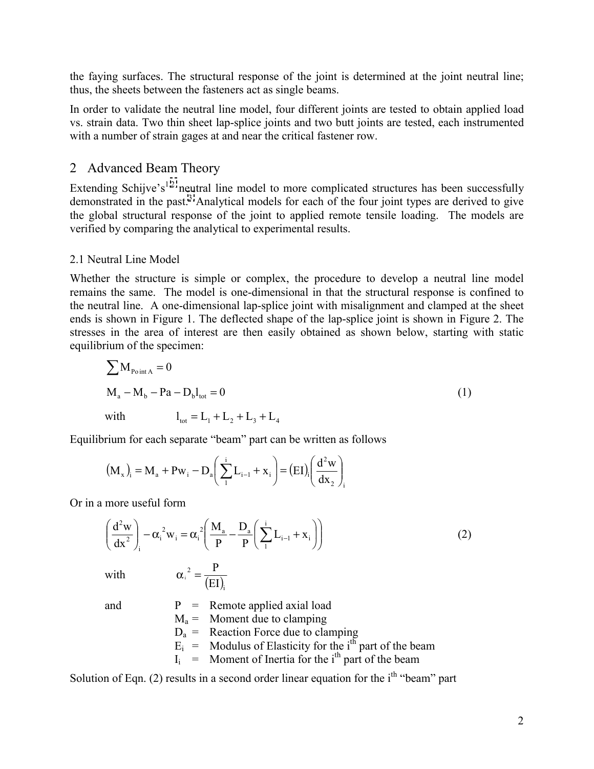the faying surfaces. The structural response of the joint is determined at the joint neutral line; thus, the sheets between the fasteners act as single beams.

In order to validate the neutral line model, four different joints are tested to obtain applied load vs. strain data. Two thin sheet lap-splice joints and two butt joints are tested, each instrumented with a number of strain gages at and near the critical fastener row.

## 2 Advanced Beam Theory

Extending Schijve's[1,2] neutral line model to more complicated structures has been successfully demonstrated in the past.[3] Analytical models for each of the four joint types are derived to give the global structural response of the joint to applied remote tensile loading. The models are verified by comparing the analytical to experimental results.

### 2.1 Neutral Line Model

Whether the structure is simple or complex, the procedure to develop a neutral line model remains the same. The model is one-dimensional in that the structural response is confined to the neutral line. A one-dimensional lap-splice joint with misalignment and clamped at the sheet ends is shown in Figure 1. The deflected shape of the lap-splice joint is shown in Figure 2. The stresses in the area of interest are then easily obtained as shown below, starting with static equilibrium of the specimen:

$$\sum M_{\text{Point A}} = 0$$

$$M_a - M_b - Pa - D_b l_{tot} = 0 \tag{1}$$

with $\quad l_{tot} = L_1 + L_2 + L_3 + L_4$

Equilibrium for each separate "beam" part can be written as follows

$$\left(M_x\right)_i = M_a + Pw_i - D_a\left(\sum_1^i L_{i-1} + x_i\right) = (EI)_i\left(\frac{d^2w}{dx_2}\right)_i$$

Or in a more useful form

$$\left(\frac{d^2w}{dx^2}\right)_i - \alpha_i^{\,2} w_i = \alpha_i^{\,2}\left(\frac{M_a}{P} - \frac{D_a}{P}\left(\sum_1^i L_{i-1} + x_i\right)\right) \tag{2}$$

with $\quad \alpha_i^{\,2} = \dfrac{P}{(EI)_i}$

and
- $P$ = Remote applied axial load
- $M_a$ = Moment due to clamping
- $D_a$ = Reaction Force due to clamping
- $E_i$ = Modulus of Elasticity for the $i^{th}$ part of the beam
- $I_i$ = Moment of Inertia for the $i^{th}$ part of the beam

Solution of Eqn. (2) results in a second order linear equation for the $i^{th}$ "beam" part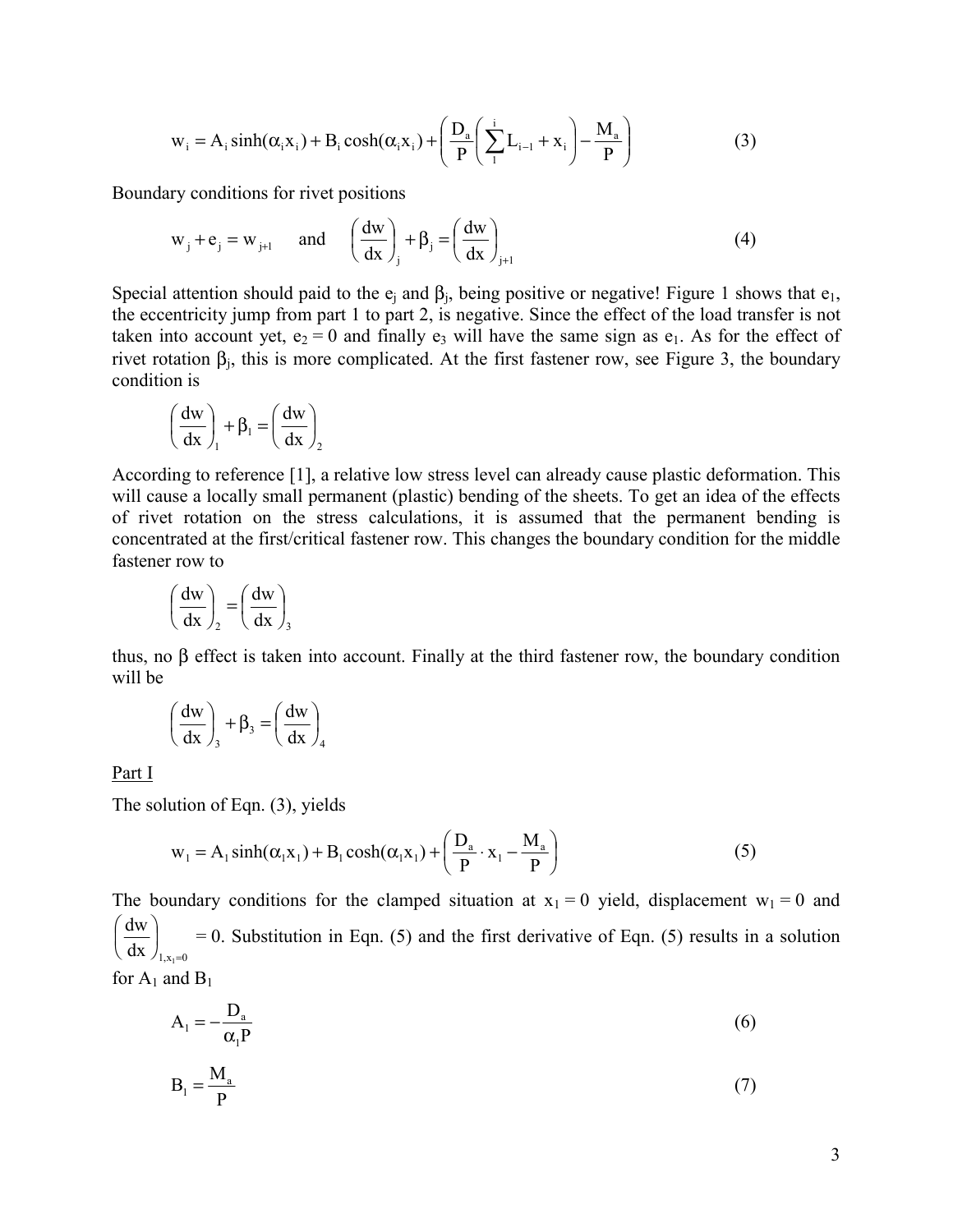$$w_i = A_i \sinh(\alpha_i x_i) + B_i \cosh(\alpha_i x_i) + \left( \frac{D_a}{P} \left( \sum_{1}^{i} L_{i-1} + x_i \right) - \frac{M_a}{P} \right) \tag{3}$$

Boundary conditions for rivet positions

$$w_j + e_j = w_{j+1} \quad \text{and} \quad \left( \frac{dw}{dx} \right)_j + \beta_j = \left( \frac{dw}{dx} \right)_{j+1} \tag{4}$$

Special attention should paid to the $e_j$ and $\beta_j$, being positive or negative! Figure 1 shows that $e_1$, the eccentricity jump from part 1 to part 2, is negative. Since the effect of the load transfer is not taken into account yet, $e_2 = 0$ and finally $e_3$ will have the same sign as $e_1$. As for the effect of rivet rotation $\beta_j$, this is more complicated. At the first fastener row, see Figure 3, the boundary condition is

$$\left( \frac{dw}{dx} \right)_1 + \beta_1 = \left( \frac{dw}{dx} \right)_2$$

According to reference [1], a relative low stress level can already cause plastic deformation. This will cause a locally small permanent (plastic) bending of the sheets. To get an idea of the effects of rivet rotation on the stress calculations, it is assumed that the permanent bending is concentrated at the first/critical fastener row. This changes the boundary condition for the middle fastener row to

$$\left( \frac{dw}{dx} \right)_2 = \left( \frac{dw}{dx} \right)_3$$

thus, no $\beta$ effect is taken into account. Finally at the third fastener row, the boundary condition will be

$$\left( \frac{dw}{dx} \right)_3 + \beta_3 = \left( \frac{dw}{dx} \right)_4$$

Part I

The solution of Eqn. (3), yields

$$w_1 = A_1 \sinh(\alpha_1 x_1) + B_1 \cosh(\alpha_1 x_1) + \left( \frac{D_a}{P} \cdot x_1 - \frac{M_a}{P} \right) \tag{5}$$

The boundary conditions for the clamped situation at $x_1 = 0$ yield, displacement $w_1 = 0$ and $\left( \frac{dw}{dx} \right)_{1, x_1 = 0} = 0$. Substitution in Eqn. (5) and the first derivative of Eqn. (5) results in a solution for $A_1$ and $B_1$

$$A_1 = -\frac{D_a}{\alpha_1 P} \tag{6}$$

$$B_1 = \frac{M_a}{P} \tag{7}$$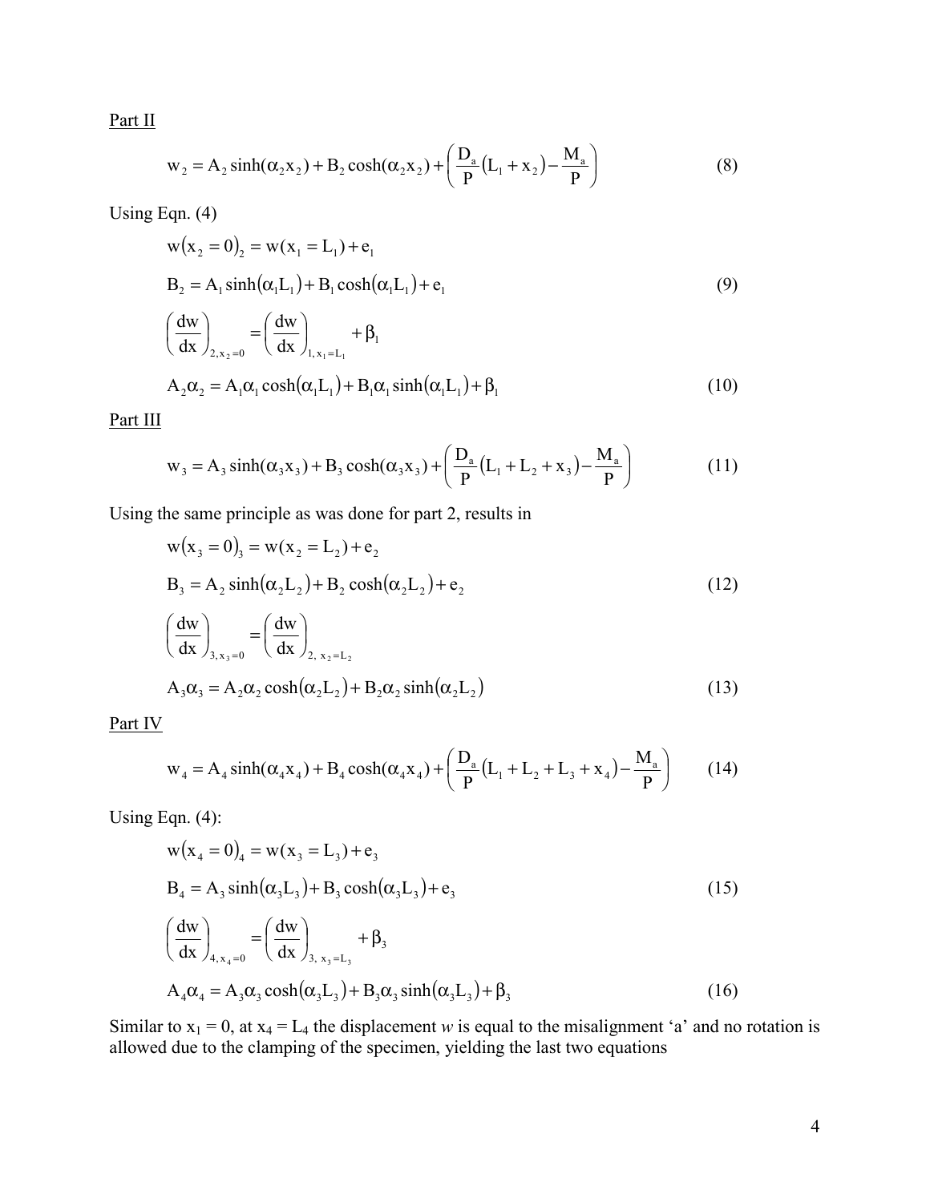<u>Part II</u>

$$w_2 = A_2 \sinh(\alpha_2 x_2) + B_2 \cosh(\alpha_2 x_2) + \left( \frac{D_a}{P}(L_1 + x_2) - \frac{M_a}{P} \right) \tag{8}$$

Using Eqn. (4)

$$w(x_2 = 0)_2 = w(x_1 = L_1) + e_1$$

$$B_2 = A_1 \sinh(\alpha_1 L_1) + B_1 \cosh(\alpha_1 L_1) + e_1 \tag{9}$$

$$\left( \frac{dw}{dx} \right)_{2, x_2 = 0} = \left( \frac{dw}{dx} \right)_{1, x_1 = L_1} + \beta_1$$

$$A_2 \alpha_2 = A_1 \alpha_1 \cosh(\alpha_1 L_1) + B_1 \alpha_1 \sinh(\alpha_1 L_1) + \beta_1 \tag{10}$$

<u>Part III</u>

$$w_3 = A_3 \sinh(\alpha_3 x_3) + B_3 \cosh(\alpha_3 x_3) + \left( \frac{D_a}{P}(L_1 + L_2 + x_3) - \frac{M_a}{P} \right) \tag{11}$$

Using the same principle as was done for part 2, results in

$$w(x_3 = 0)_3 = w(x_2 = L_2) + e_2$$

$$B_3 = A_2 \sinh(\alpha_2 L_2) + B_2 \cosh(\alpha_2 L_2) + e_2 \tag{12}$$

$$\left( \frac{dw}{dx} \right)_{3, x_3 = 0} = \left( \frac{dw}{dx} \right)_{2, x_2 = L_2}$$

$$A_3 \alpha_3 = A_2 \alpha_2 \cosh(\alpha_2 L_2) + B_2 \alpha_2 \sinh(\alpha_2 L_2) \tag{13}$$

<u>Part IV</u>

$$w_4 = A_4 \sinh(\alpha_4 x_4) + B_4 \cosh(\alpha_4 x_4) + \left( \frac{D_a}{P}(L_1 + L_2 + L_3 + x_4) - \frac{M_a}{P} \right) \tag{14}$$

Using Eqn. (4):

$$w(x_4 = 0)_4 = w(x_3 = L_3) + e_3$$

$$B_4 = A_3 \sinh(\alpha_3 L_3) + B_3 \cosh(\alpha_3 L_3) + e_3 \tag{15}$$

$$\left( \frac{dw}{dx} \right)_{4, x_4 = 0} = \left( \frac{dw}{dx} \right)_{3, x_3 = L_3} + \beta_3$$

$$A_4 \alpha_4 = A_3 \alpha_3 \cosh(\alpha_3 L_3) + B_3 \alpha_3 \sinh(\alpha_3 L_3) + \beta_3 \tag{16}$$

Similar to $x_1 = 0$, at $x_4 = L_4$ the displacement *w* is equal to the misalignment 'a' and no rotation is allowed due to the clamping of the specimen, yielding the last two equations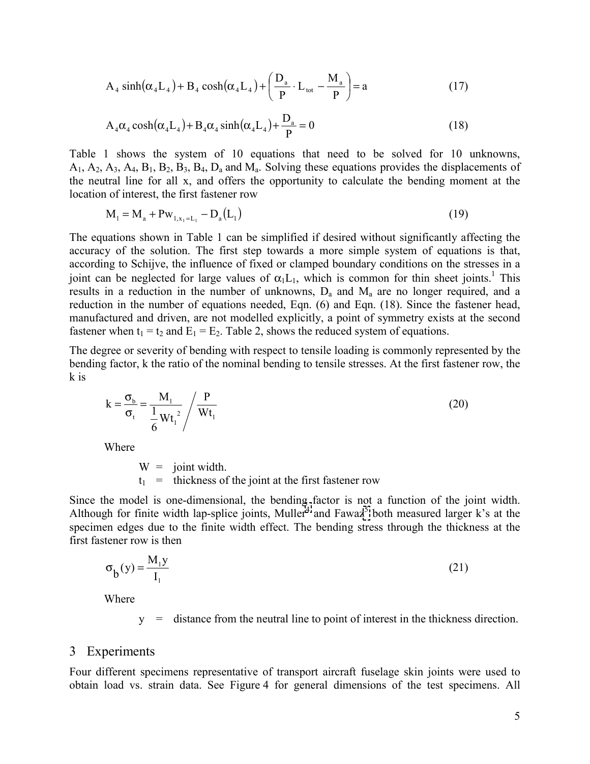$$A_4 \sinh(\alpha_4 L_4) + B_4 \cosh(\alpha_4 L_4) + \left( \frac{D_a}{P} \cdot L_{tot} - \frac{M_a}{P} \right) = a \tag{17}$$

$$A_4 \alpha_4 \cosh(\alpha_4 L_4) + B_4 \alpha_4 \sinh(\alpha_4 L_4) + \frac{D_a}{P} = 0 \tag{18}$$

Table 1 shows the system of 10 equations that need to be solved for 10 unknowns, $A_1$, $A_2$, $A_3$, $A_4$, $B_1$, $B_2$, $B_3$, $B_4$, $D_a$ and $M_a$. Solving these equations provides the displacements of the neutral line for all x, and offers the opportunity to calculate the bending moment at the location of interest, the first fastener row

$$M_1 = M_a + P w_{1, x_1 = L_1} - D_a (L_1) \tag{19}$$

The equations shown in Table 1 can be simplified if desired without significantly affecting the accuracy of the solution. The first step towards a more simple system of equations is that, according to Schijve, the influence of fixed or clamped boundary conditions on the stresses in a joint can be neglected for large values of $\alpha_1 L_1$, which is common for thin sheet joints.[1] This results in a reduction in the number of unknowns, $D_a$ and $M_a$ are no longer required, and a reduction in the number of equations needed, Eqn. (6) and Eqn. (18). Since the fastener head, manufactured and driven, are not modelled explicitly, a point of symmetry exists at the second fastener when $t_1 = t_2$ and $E_1 = E_2$. Table 2, shows the reduced system of equations.

The degree or severity of bending with respect to tensile loading is commonly represented by the bending factor, k the ratio of the nominal bending to tensile stresses. At the first fastener row, the k is

$$k = \frac{\sigma_b}{\sigma_t} = \frac{M_1}{\frac{1}{6} W t_1^2} \Bigg/ \frac{P}{W t_1} \tag{20}$$

Where

- W = joint width.
- $t_1$ = thickness of the joint at the first fastener row

Since the model is one-dimensional, the bending factor is not a function of the joint width. Although for finite width lap-splice joints, Muller[4] and Fawaz[5] both measured larger k's at the specimen edges due to the finite width effect. The bending stress through the thickness at the first fastener row is then

$$\sigma_b(y) = \frac{M_1 y}{I_1} \tag{21}$$

Where

- y = distance from the neutral line to point of interest in the thickness direction.

## 3 Experiments

Four different specimens representative of transport aircraft fuselage skin joints were used to obtain load vs. strain data. See Figure 4 for general dimensions of the test specimens. All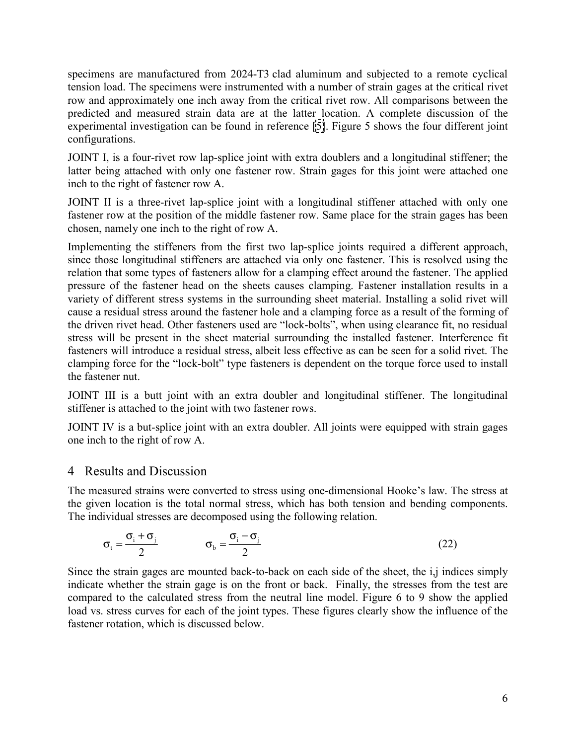specimens are manufactured from 2024-T3 clad aluminum and subjected to a remote cyclical tension load. The specimens were instrumented with a number of strain gages at the critical rivet row and approximately one inch away from the critical rivet row. All comparisons between the predicted and measured strain data are at the latter location. A complete discussion of the experimental investigation can be found in reference [5]. Figure 5 shows the four different joint configurations.

JOINT I, is a four-rivet row lap-splice joint with extra doublers and a longitudinal stiffener; the latter being attached with only one fastener row. Strain gages for this joint were attached one inch to the right of fastener row A.

JOINT II is a three-rivet lap-splice joint with a longitudinal stiffener attached with only one fastener row at the position of the middle fastener row. Same place for the strain gages has been chosen, namely one inch to the right of row A.

Implementing the stiffeners from the first two lap-splice joints required a different approach, since those longitudinal stiffeners are attached via only one fastener. This is resolved using the relation that some types of fasteners allow for a clamping effect around the fastener. The applied pressure of the fastener head on the sheets causes clamping. Fastener installation results in a variety of different stress systems in the surrounding sheet material. Installing a solid rivet will cause a residual stress around the fastener hole and a clamping force as a result of the forming of the driven rivet head. Other fasteners used are "lock-bolts", when using clearance fit, no residual stress will be present in the sheet material surrounding the installed fastener. Interference fit fasteners will introduce a residual stress, albeit less effective as can be seen for a solid rivet. The clamping force for the "lock-bolt" type fasteners is dependent on the torque force used to install the fastener nut.

JOINT III is a butt joint with an extra doubler and longitudinal stiffener. The longitudinal stiffener is attached to the joint with two fastener rows.

JOINT IV is a but-splice joint with an extra doubler. All joints were equipped with strain gages one inch to the right of row A.

## 4 Results and Discussion

The measured strains were converted to stress using one-dimensional Hooke's law. The stress at the given location is the total normal stress, which has both tension and bending components. The individual stresses are decomposed using the following relation.

$$\sigma_t = \frac{\sigma_i + \sigma_j}{2} \qquad\qquad \sigma_b = \frac{\sigma_i - \sigma_j}{2} \tag{22}$$

Since the strain gages are mounted back-to-back on each side of the sheet, the i,j indices simply indicate whether the strain gage is on the front or back. Finally, the stresses from the test are compared to the calculated stress from the neutral line model. Figure 6 to 9 show the applied load vs. stress curves for each of the joint types. These figures clearly show the influence of the fastener rotation, which is discussed below.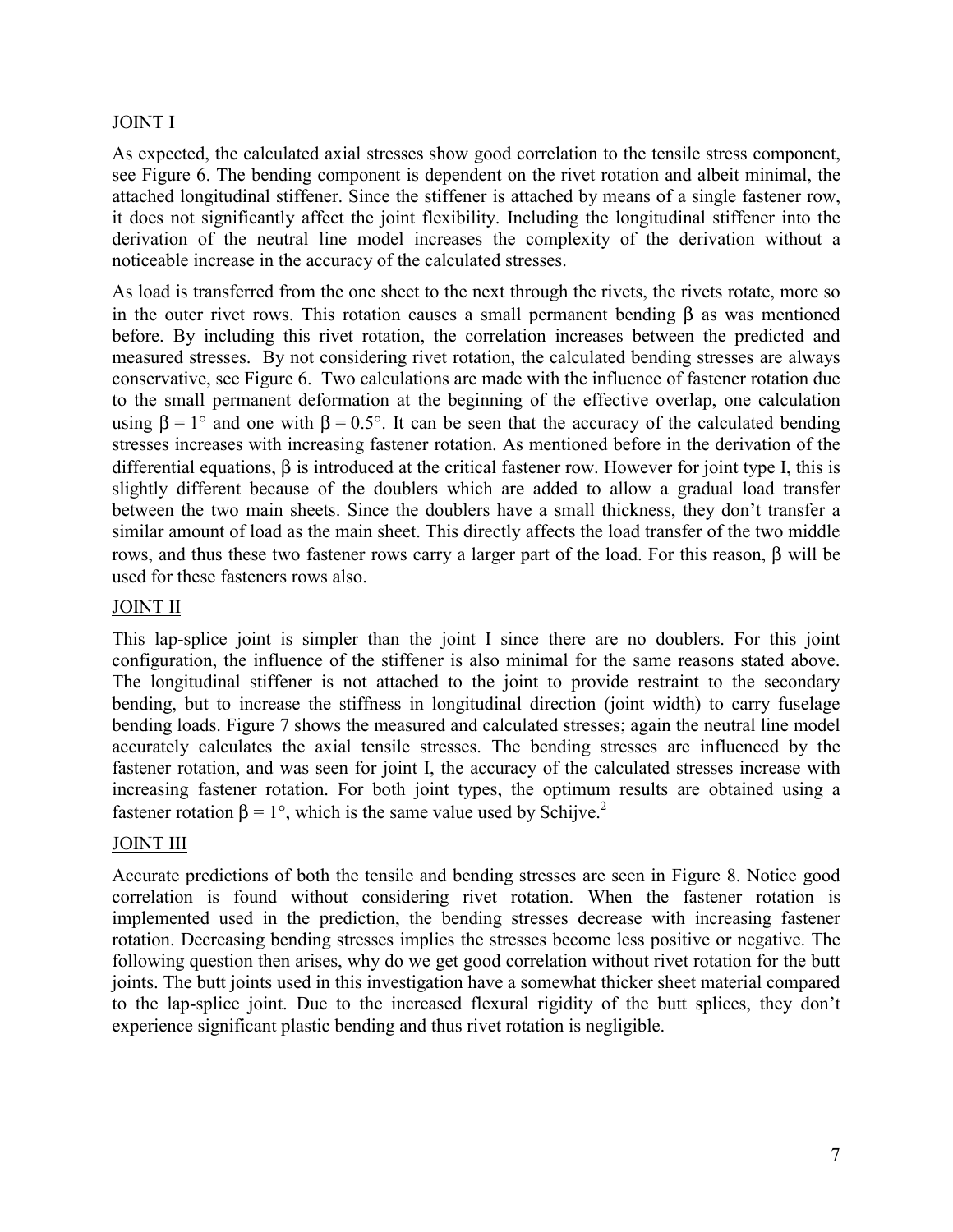## JOINT I

As expected, the calculated axial stresses show good correlation to the tensile stress component, see Figure 6. The bending component is dependent on the rivet rotation and albeit minimal, the attached longitudinal stiffener. Since the stiffener is attached by means of a single fastener row, it does not significantly affect the joint flexibility. Including the longitudinal stiffener into the derivation of the neutral line model increases the complexity of the derivation without a noticeable increase in the accuracy of the calculated stresses.

As load is transferred from the one sheet to the next through the rivets, the rivets rotate, more so in the outer rivet rows. This rotation causes a small permanent bending $\beta$ as was mentioned before. By including this rivet rotation, the correlation increases between the predicted and measured stresses. By not considering rivet rotation, the calculated bending stresses are always conservative, see Figure 6. Two calculations are made with the influence of fastener rotation due to the small permanent deformation at the beginning of the effective overlap, one calculation using $\beta = 1°$ and one with $\beta = 0.5°$. It can be seen that the accuracy of the calculated bending stresses increases with increasing fastener rotation. As mentioned before in the derivation of the differential equations, $\beta$ is introduced at the critical fastener row. However for joint type I, this is slightly different because of the doublers which are added to allow a gradual load transfer between the two main sheets. Since the doublers have a small thickness, they don't transfer a similar amount of load as the main sheet. This directly affects the load transfer of the two middle rows, and thus these two fastener rows carry a larger part of the load. For this reason, $\beta$ will be used for these fasteners rows also.

## JOINT II

This lap-splice joint is simpler than the joint I since there are no doublers. For this joint configuration, the influence of the stiffener is also minimal for the same reasons stated above. The longitudinal stiffener is not attached to the joint to provide restraint to the secondary bending, but to increase the stiffness in longitudinal direction (joint width) to carry fuselage bending loads. Figure 7 shows the measured and calculated stresses; again the neutral line model accurately calculates the axial tensile stresses. The bending stresses are influenced by the fastener rotation, and was seen for joint I, the accuracy of the calculated stresses increase with increasing fastener rotation. For both joint types, the optimum results are obtained using a fastener rotation $\beta = 1°$, which is the same value used by Schijve.[2]

## JOINT III

Accurate predictions of both the tensile and bending stresses are seen in Figure 8. Notice good correlation is found without considering rivet rotation. When the fastener rotation is implemented used in the prediction, the bending stresses decrease with increasing fastener rotation. Decreasing bending stresses implies the stresses become less positive or negative. The following question then arises, why do we get good correlation without rivet rotation for the butt joints. The butt joints used in this investigation have a somewhat thicker sheet material compared to the lap-splice joint. Due to the increased flexural rigidity of the butt splices, they don't experience significant plastic bending and thus rivet rotation is negligible.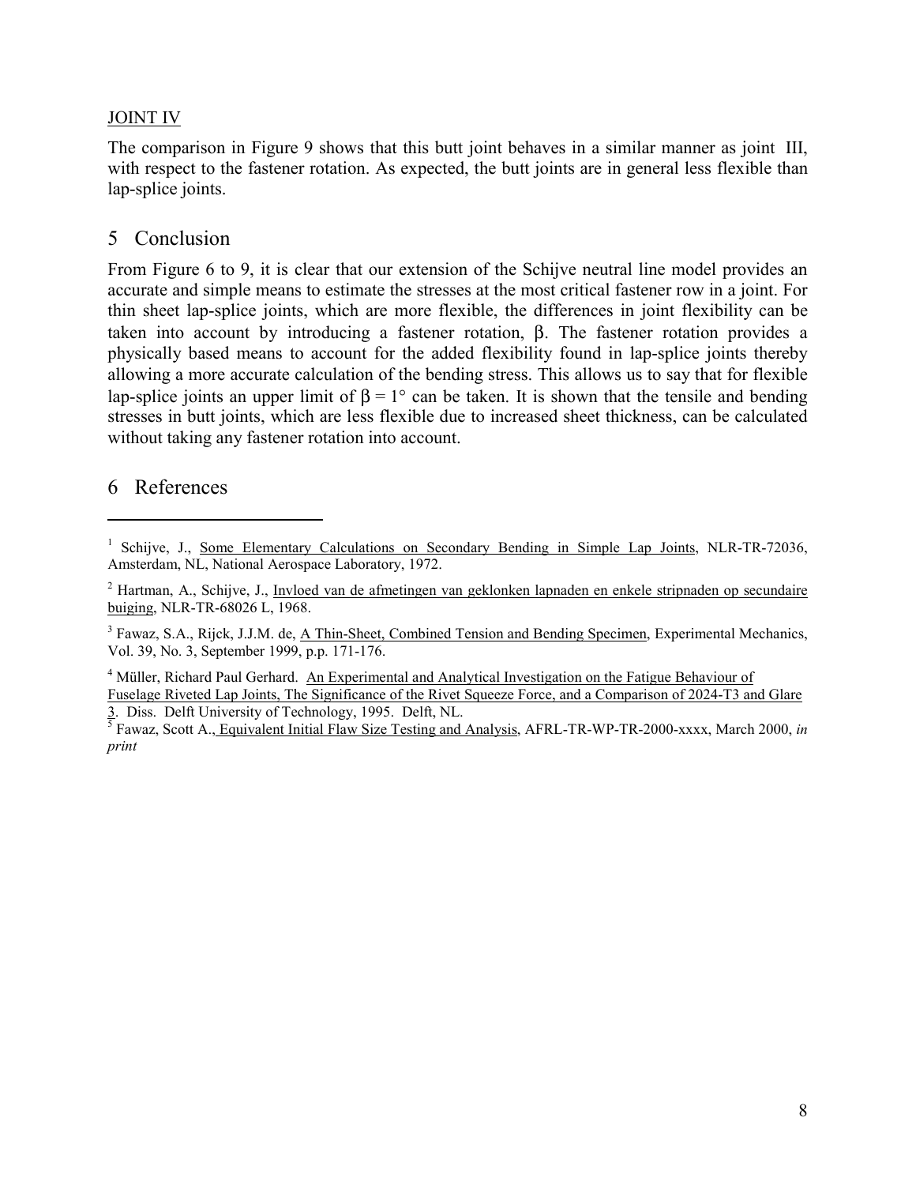JOINT IV

The comparison in Figure 9 shows that this butt joint behaves in a similar manner as joint III, with respect to the fastener rotation. As expected, the butt joints are in general less flexible than lap-splice joints.

## 5 Conclusion

From Figure 6 to 9, it is clear that our extension of the Schijve neutral line model provides an accurate and simple means to estimate the stresses at the most critical fastener row in a joint. For thin sheet lap-splice joints, which are more flexible, the differences in joint flexibility can be taken into account by introducing a fastener rotation, $\beta$. The fastener rotation provides a physically based means to account for the added flexibility found in lap-splice joints thereby allowing a more accurate calculation of the bending stress. This allows us to say that for flexible lap-splice joints an upper limit of $\beta = 1°$ can be taken. It is shown that the tensile and bending stresses in butt joints, which are less flexible due to increased sheet thickness, can be calculated without taking any fastener rotation into account.

## 6 References

---

[1] Schijve, J., Some Elementary Calculations on Secondary Bending in Simple Lap Joints, NLR-TR-72036, Amsterdam, NL, National Aerospace Laboratory, 1972.

[2] Hartman, A., Schijve, J., Invloed van de afmetingen van geklonken lapnaden en enkele stripnaden op secundaire buiging, NLR-TR-68026 L, 1968.

[3] Fawaz, S.A., Rijck, J.J.M. de, A Thin-Sheet, Combined Tension and Bending Specimen, Experimental Mechanics, Vol. 39, No. 3, September 1999, p.p. 171-176.

[4] Müller, Richard Paul Gerhard. An Experimental and Analytical Investigation on the Fatigue Behaviour of Fuselage Riveted Lap Joints, The Significance of the Rivet Squeeze Force, and a Comparison of 2024-T3 and Glare 3. Diss. Delft University of Technology, 1995. Delft, NL.

[5] Fawaz, Scott A., Equivalent Initial Flaw Size Testing and Analysis, AFRL-TR-WP-TR-2000-xxxx, March 2000, *in print*